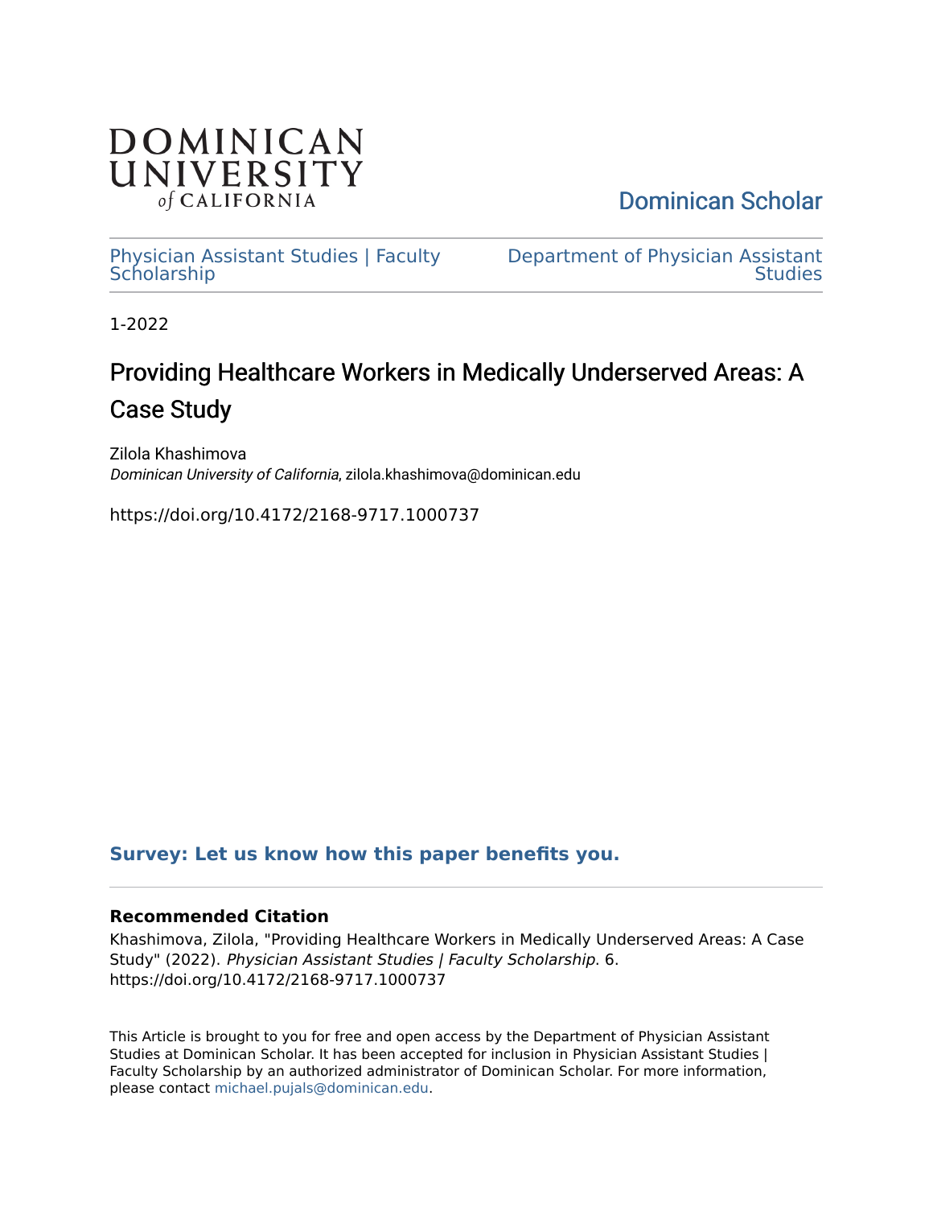DOMINICAN UNIVERSITY *of* CALIFORNIA

Dominican Scholar

Physician Assistant Studies | Faculty Scholarship

Department of Physician Assistant Studies

1-2022

# Providing Healthcare Workers in Medically Underserved Areas: A Case Study

Zilola Khashimova
*Dominican University of California*, zilola.khashimova@dominican.edu

https://doi.org/10.4172/2168-9717.1000737

**Survey: Let us know how this paper benefits you.**

### Recommended Citation

Khashimova, Zilola, "Providing Healthcare Workers in Medically Underserved Areas: A Case Study" (2022). *Physician Assistant Studies | Faculty Scholarship*. 6.
https://doi.org/10.4172/2168-9717.1000737

This Article is brought to you for free and open access by the Department of Physician Assistant Studies at Dominican Scholar. It has been accepted for inclusion in Physician Assistant Studies | Faculty Scholarship by an authorized administrator of Dominican Scholar. For more information, please contact michael.pujals@dominican.edu.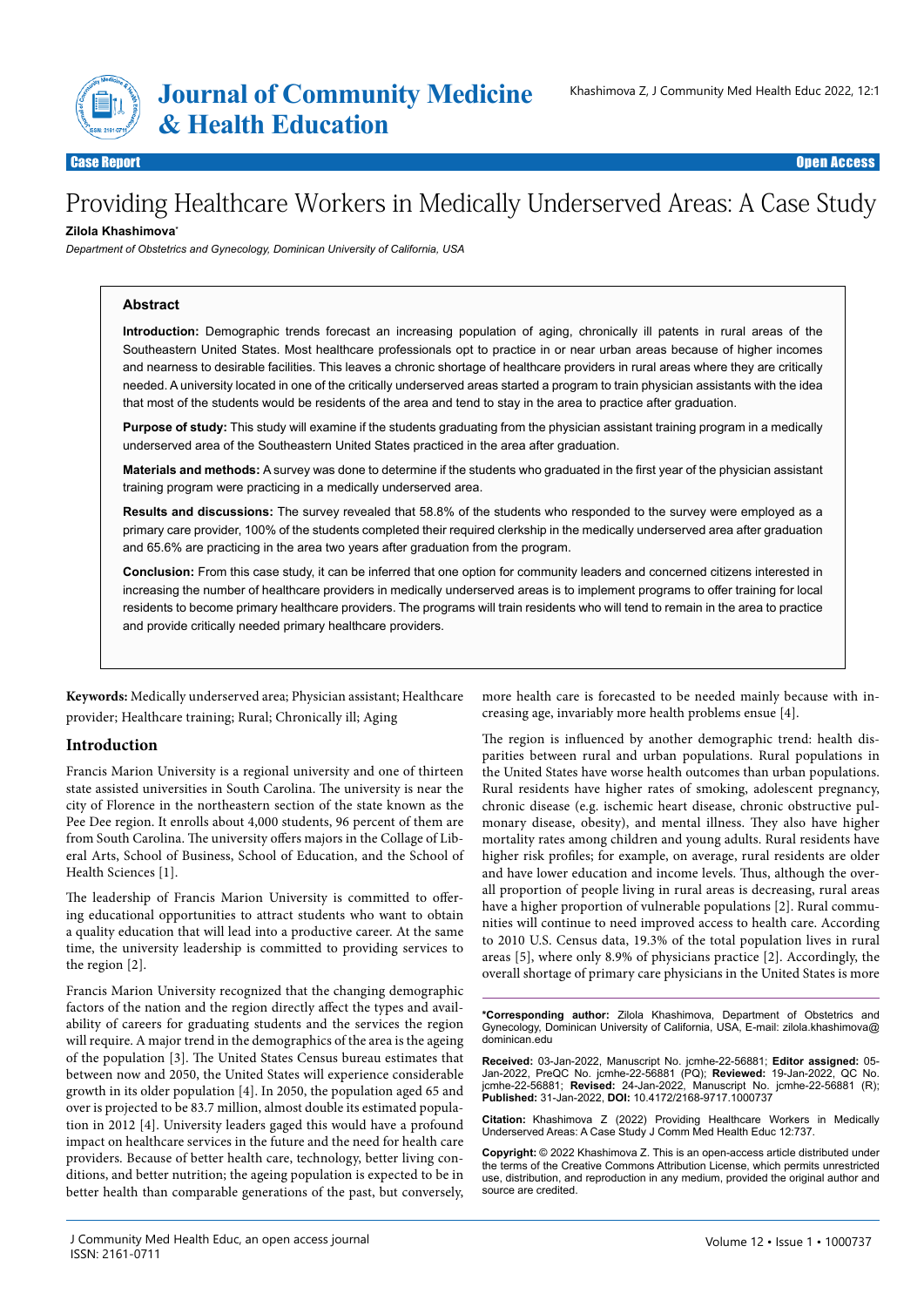# Providing Healthcare Workers in Medically Underserved Areas: A Case Study

**Zilola Khashimova***

*Department of Obstetrics and Gynecology, Dominican University of California, USA*

## Abstract

**Introduction:** Demographic trends forecast an increasing population of aging, chronically ill patents in rural areas of the Southeastern United States. Most healthcare professionals opt to practice in or near urban areas because of higher incomes and nearness to desirable facilities. This leaves a chronic shortage of healthcare providers in rural areas where they are critically needed. A university located in one of the critically underserved areas started a program to train physician assistants with the idea that most of the students would be residents of the area and tend to stay in the area to practice after graduation.

**Purpose of study:** This study will examine if the students graduating from the physician assistant training program in a medically underserved area of the Southeastern United States practiced in the area after graduation.

**Materials and methods:** A survey was done to determine if the students who graduated in the first year of the physician assistant training program were practicing in a medically underserved area.

**Results and discussions:** The survey revealed that 58.8% of the students who responded to the survey were employed as a primary care provider, 100% of the students completed their required clerkship in the medically underserved area after graduation and 65.6% are practicing in the area two years after graduation from the program.

**Conclusion:** From this case study, it can be inferred that one option for community leaders and concerned citizens interested in increasing the number of healthcare providers in medically underserved areas is to implement programs to offer training for local residents to become primary healthcare providers. The programs will train residents who will tend to remain in the area to practice and provide critically needed primary healthcare providers.

**Keywords:** Medically underserved area; Physician assistant; Healthcare provider; Healthcare training; Rural; Chronically ill; Aging

## Introduction

Francis Marion University is a regional university and one of thirteen state assisted universities in South Carolina. The university is near the city of Florence in the northeastern section of the state known as the Pee Dee region. It enrolls about 4,000 students, 96 percent of them are from South Carolina. The university offers majors in the Collage of Liberal Arts, School of Business, School of Education, and the School of Health Sciences [1].

The leadership of Francis Marion University is committed to offering educational opportunities to attract students who want to obtain a quality education that will lead into a productive career. At the same time, the university leadership is committed to providing services to the region [2].

Francis Marion University recognized that the changing demographic factors of the nation and the region directly affect the types and availability of careers for graduating students and the services the region will require. A major trend in the demographics of the area is the ageing of the population [3]. The United States Census bureau estimates that between now and 2050, the United States will experience considerable growth in its older population [4]. In 2050, the population aged 65 and over is projected to be 83.7 million, almost double its estimated population in 2012 [4]. University leaders gaged this would have a profound impact on healthcare services in the future and the need for health care providers. Because of better health care, technology, better living conditions, and better nutrition; the ageing population is expected to be in better health than comparable generations of the past, but conversely, more health care is forecasted to be needed mainly because with increasing age, invariably more health problems ensue [4].

The region is influenced by another demographic trend: health disparities between rural and urban populations. Rural populations in the United States have worse health outcomes than urban populations. Rural residents have higher rates of smoking, adolescent pregnancy, chronic disease (e.g. ischemic heart disease, chronic obstructive pulmonary disease, obesity), and mental illness. They also have higher mortality rates among children and young adults. Rural residents have higher risk profiles; for example, on average, rural residents are older and have lower education and income levels. Thus, although the overall proportion of people living in rural areas is decreasing, rural areas have a higher proportion of vulnerable populations [2]. Rural communities will continue to need improved access to health care. According to 2010 U.S. Census data, 19.3% of the total population lives in rural areas [5], where only 8.9% of physicians practice [2]. Accordingly, the overall shortage of primary care physicians in the United States is more

**\*Corresponding author:** Zilola Khashimova, Department of Obstetrics and Gynecology, Dominican University of California, USA, E-mail: zilola.khashimova@dominican.edu

**Received:** 03-Jan-2022, Manuscript No. jcmhe-22-56881; **Editor assigned:** 05-Jan-2022, PreQC No. jcmhe-22-56881 (PQ); **Reviewed:** 19-Jan-2022, QC No. jcmhe-22-56881; **Revised:** 24-Jan-2022, Manuscript No. jcmhe-22-56881 (R); **Published:** 31-Jan-2022, **DOI:** 10.4172/2168-9717.1000737

**Citation:** Khashimova Z (2022) Providing Healthcare Workers in Medically Underserved Areas: A Case Study J Comm Med Health Educ 12:737.

**Copyright:** © 2022 Khashimova Z. This is an open-access article distributed under the terms of the Creative Commons Attribution License, which permits unrestricted use, distribution, and reproduction in any medium, provided the original author and source are credited.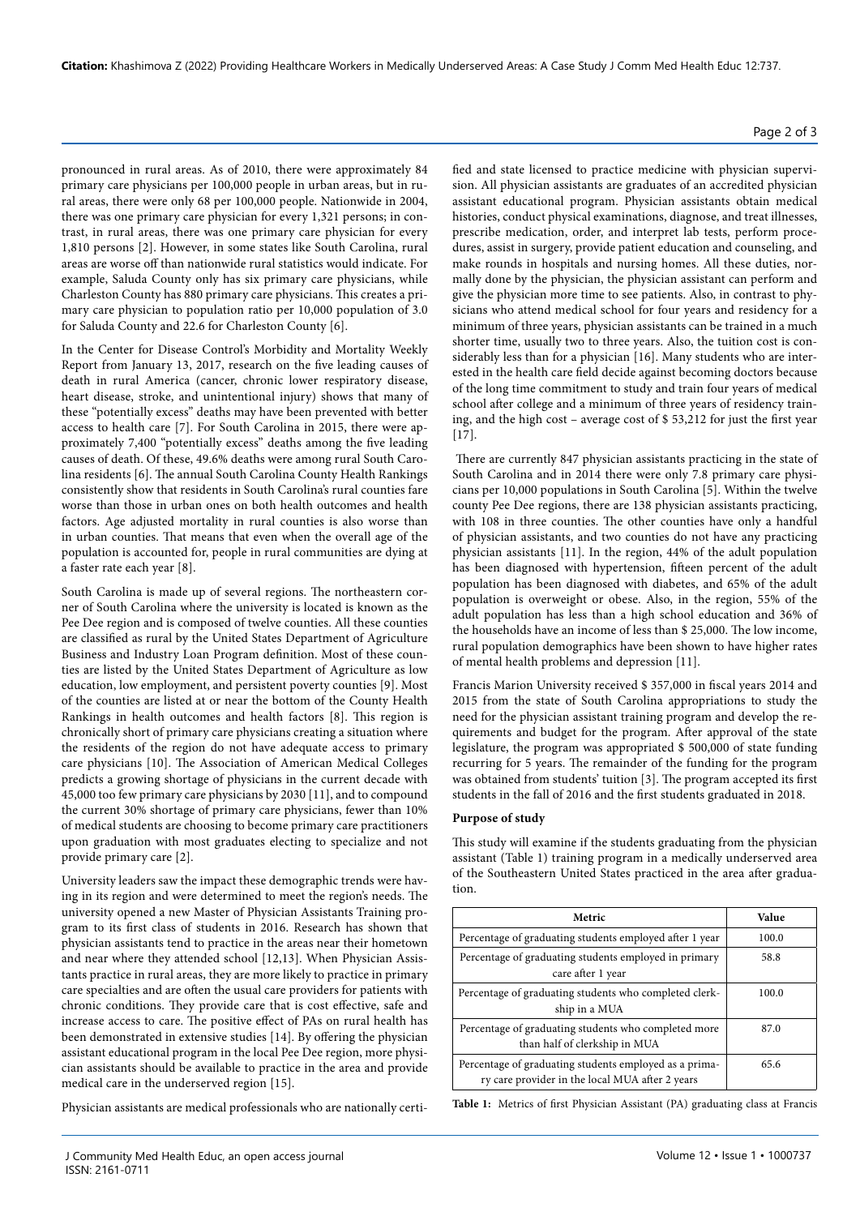pronounced in rural areas. As of 2010, there were approximately 84 primary care physicians per 100,000 people in urban areas, but in rural areas, there were only 68 per 100,000 people. Nationwide in 2004, there was one primary care physician for every 1,321 persons; in contrast, in rural areas, there was one primary care physician for every 1,810 persons [2]. However, in some states like South Carolina, rural areas are worse off than nationwide rural statistics would indicate. For example, Saluda County only has six primary care physicians, while Charleston County has 880 primary care physicians. This creates a primary care physician to population ratio per 10,000 population of 3.0 for Saluda County and 22.6 for Charleston County [6].

In the Center for Disease Control's Morbidity and Mortality Weekly Report from January 13, 2017, research on the five leading causes of death in rural America (cancer, chronic lower respiratory disease, heart disease, stroke, and unintentional injury) shows that many of these "potentially excess" deaths may have been prevented with better access to health care [7]. For South Carolina in 2015, there were approximately 7,400 "potentially excess" deaths among the five leading causes of death. Of these, 49.6% deaths were among rural South Carolina residents [6]. The annual South Carolina County Health Rankings consistently show that residents in South Carolina's rural counties fare worse than those in urban ones on both health outcomes and health factors. Age adjusted mortality in rural counties is also worse than in urban counties. That means that even when the overall age of the population is accounted for, people in rural communities are dying at a faster rate each year [8].

South Carolina is made up of several regions. The northeastern corner of South Carolina where the university is located is known as the Pee Dee region and is composed of twelve counties. All these counties are classified as rural by the United States Department of Agriculture Business and Industry Loan Program definition. Most of these counties are listed by the United States Department of Agriculture as low education, low employment, and persistent poverty counties [9]. Most of the counties are listed at or near the bottom of the County Health Rankings in health outcomes and health factors [8]. This region is chronically short of primary care physicians creating a situation where the residents of the region do not have adequate access to primary care physicians [10]. The Association of American Medical Colleges predicts a growing shortage of physicians in the current decade with 45,000 too few primary care physicians by 2030 [11], and to compound the current 30% shortage of primary care physicians, fewer than 10% of medical students are choosing to become primary care practitioners upon graduation with most graduates electing to specialize and not provide primary care [2].

University leaders saw the impact these demographic trends were having in its region and were determined to meet the region's needs. The university opened a new Master of Physician Assistants Training program to its first class of students in 2016. Research has shown that physician assistants tend to practice in the areas near their hometown and near where they attended school [12,13]. When Physician Assistants practice in rural areas, they are more likely to practice in primary care specialties and are often the usual care providers for patients with chronic conditions. They provide care that is cost effective, safe and increase access to care. The positive effect of PAs on rural health has been demonstrated in extensive studies [14]. By offering the physician assistant educational program in the local Pee Dee region, more physician assistants should be available to practice in the area and provide medical care in the underserved region [15].

Physician assistants are medical professionals who are nationally certified and state licensed to practice medicine with physician supervision. All physician assistants are graduates of an accredited physician assistant educational program. Physician assistants obtain medical histories, conduct physical examinations, diagnose, and treat illnesses, prescribe medication, order, and interpret lab tests, perform procedures, assist in surgery, provide patient education and counseling, and make rounds in hospitals and nursing homes. All these duties, normally done by the physician, the physician assistant can perform and give the physician more time to see patients. Also, in contrast to physicians who attend medical school for four years and residency for a minimum of three years, physician assistants can be trained in a much shorter time, usually two to three years. Also, the tuition cost is considerably less than for a physician [16]. Many students who are interested in the health care field decide against becoming doctors because of the long time commitment to study and train four years of medical school after college and a minimum of three years of residency training, and the high cost – average cost of $ 53,212 for just the first year [17].

There are currently 847 physician assistants practicing in the state of South Carolina and in 2014 there were only 7.8 primary care physicians per 10,000 populations in South Carolina [5]. Within the twelve county Pee Dee regions, there are 138 physician assistants practicing, with 108 in three counties. The other counties have only a handful of physician assistants, and two counties do not have any practicing physician assistants [11]. In the region, 44% of the adult population has been diagnosed with hypertension, fifteen percent of the adult population has been diagnosed with diabetes, and 65% of the adult population is overweight or obese. Also, in the region, 55% of the adult population has less than a high school education and 36% of the households have an income of less than $ 25,000. The low income, rural population demographics have been shown to have higher rates of mental health problems and depression [11].

Francis Marion University received $ 357,000 in fiscal years 2014 and 2015 from the state of South Carolina appropriations to study the need for the physician assistant training program and develop the requirements and budget for the program. After approval of the state legislature, the program was appropriated $ 500,000 of state funding recurring for 5 years. The remainder of the funding for the program was obtained from students' tuition [3]. The program accepted its first students in the fall of 2016 and the first students graduated in 2018.

**Purpose of study**

This study will examine if the students graduating from the physician assistant (Table 1) training program in a medically underserved area of the Southeastern United States practiced in the area after graduation.

| Metric | Value |
|---|---|
| Percentage of graduating students employed after 1 year | 100.0 |
| Percentage of graduating students employed in primary care after 1 year | 58.8 |
| Percentage of graduating students who completed clerkship in a MUA | 100.0 |
| Percentage of graduating students who completed more than half of clerkship in MUA | 87.0 |
| Percentage of graduating students employed as a primary care provider in the local MUA after 2 years | 65.6 |

**Table 1:** Metrics of first Physician Assistant (PA) graduating class at Francis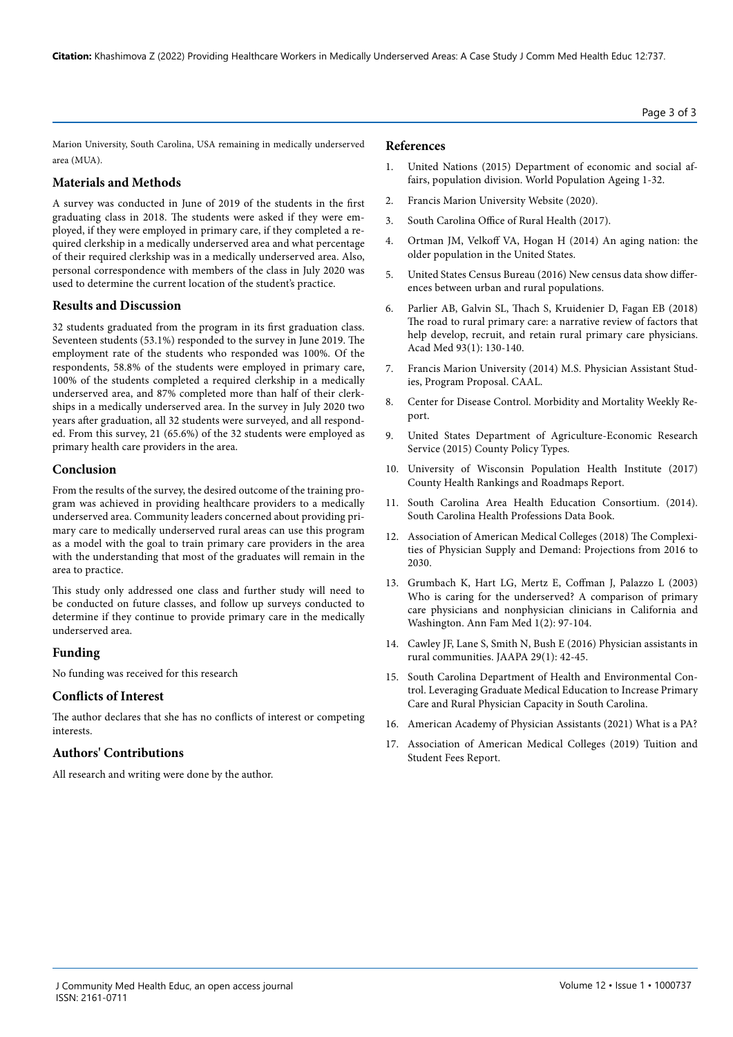Marion University, South Carolina, USA remaining in medically underserved area (MUA).

## Materials and Methods

A survey was conducted in June of 2019 of the students in the first graduating class in 2018. The students were asked if they were employed, if they were employed in primary care, if they completed a required clerkship in a medically underserved area and what percentage of their required clerkship was in a medically underserved area. Also, personal correspondence with members of the class in July 2020 was used to determine the current location of the student's practice.

## Results and Discussion

32 students graduated from the program in its first graduation class. Seventeen students (53.1%) responded to the survey in June 2019. The employment rate of the students who responded was 100%. Of the respondents, 58.8% of the students were employed in primary care, 100% of the students completed a required clerkship in a medically underserved area, and 87% completed more than half of their clerkships in a medically underserved area. In the survey in July 2020 two years after graduation, all 32 students were surveyed, and all responded. From this survey, 21 (65.6%) of the 32 students were employed as primary health care providers in the area.

## Conclusion

From the results of the survey, the desired outcome of the training program was achieved in providing healthcare providers to a medically underserved area. Community leaders concerned about providing primary care to medically underserved rural areas can use this program as a model with the goal to train primary care providers in the area with the understanding that most of the graduates will remain in the area to practice.

This study only addressed one class and further study will need to be conducted on future classes, and follow up surveys conducted to determine if they continue to provide primary care in the medically underserved area.

## Funding

No funding was received for this research

## Conflicts of Interest

The author declares that she has no conflicts of interest or competing interests.

## Authors' Contributions

All research and writing were done by the author.

## References

1. United Nations (2015) Department of economic and social affairs, population division. World Population Ageing 1-32.
2. Francis Marion University Website (2020).
3. South Carolina Office of Rural Health (2017).
4. Ortman JM, Velkoff VA, Hogan H (2014) An aging nation: the older population in the United States.
5. United States Census Bureau (2016) New census data show differences between urban and rural populations.
6. Parlier AB, Galvin SL, Thach S, Kruidenier D, Fagan EB (2018) The road to rural primary care: a narrative review of factors that help develop, recruit, and retain rural primary care physicians. Acad Med 93(1): 130-140.
7. Francis Marion University (2014) M.S. Physician Assistant Studies, Program Proposal. CAAL.
8. Center for Disease Control. Morbidity and Mortality Weekly Report.
9. United States Department of Agriculture-Economic Research Service (2015) County Policy Types.
10. University of Wisconsin Population Health Institute (2017) County Health Rankings and Roadmaps Report.
11. South Carolina Area Health Education Consortium. (2014). South Carolina Health Professions Data Book.
12. Association of American Medical Colleges (2018) The Complexities of Physician Supply and Demand: Projections from 2016 to 2030.
13. Grumbach K, Hart LG, Mertz E, Coffman J, Palazzo L (2003) Who is caring for the underserved? A comparison of primary care physicians and nonphysician clinicians in California and Washington. Ann Fam Med 1(2): 97-104.
14. Cawley JF, Lane S, Smith N, Bush E (2016) Physician assistants in rural communities. JAAPA 29(1): 42-45.
15. South Carolina Department of Health and Environmental Control. Leveraging Graduate Medical Education to Increase Primary Care and Rural Physician Capacity in South Carolina.
16. American Academy of Physician Assistants (2021) What is a PA?
17. Association of American Medical Colleges (2019) Tuition and Student Fees Report.